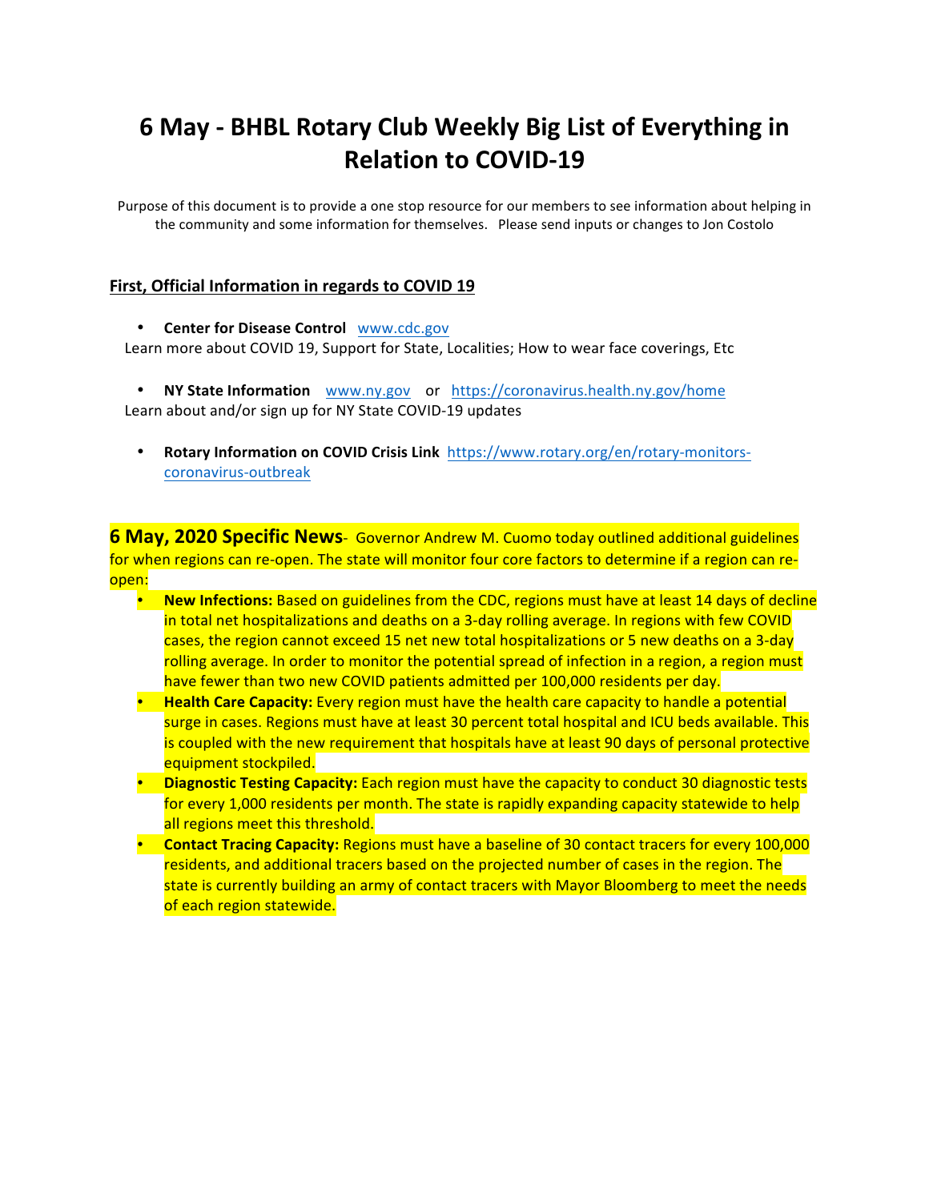# 6 May - BHBL Rotary Club Weekly Big List of Everything in Relation to COVID-19

Purpose of this document is to provide a one stop resource for our members to see information about helping in the community and some information for themselves. Please send inputs or changes to Jon Costolo

## First, Official Information in regards to COVID 19

- **Center for Disease Control** [www.cdc.gov](http://www.cdc.gov)

Learn more about COVID 19, Support for State, Localities; How to wear face coverings, Etc

- **NY State Information** [www.ny.gov](http://www.ny.gov) or [https://coronavirus.health.ny.gov/home](https://coronavirus.health.ny.gov/home)

Learn about and/or sign up for NY State COVID-19 updates

- **Rotary Information on COVID Crisis Link** [https://www.rotary.org/en/rotary-monitors-coronavirus-outbreak](https://www.rotary.org/en/rotary-monitors-coronavirus-outbreak)

**6 May, 2020 Specific News**- Governor Andrew M. Cuomo today outlined additional guidelines for when regions can re-open. The state will monitor four core factors to determine if a region can re-open:

- **New Infections:** Based on guidelines from the CDC, regions must have at least 14 days of decline in total net hospitalizations and deaths on a 3-day rolling average. In regions with few COVID cases, the region cannot exceed 15 net new total hospitalizations or 5 new deaths on a 3-day rolling average. In order to monitor the potential spread of infection in a region, a region must have fewer than two new COVID patients admitted per 100,000 residents per day.
- **Health Care Capacity:** Every region must have the health care capacity to handle a potential surge in cases. Regions must have at least 30 percent total hospital and ICU beds available. This is coupled with the new requirement that hospitals have at least 90 days of personal protective equipment stockpiled.
- **Diagnostic Testing Capacity:** Each region must have the capacity to conduct 30 diagnostic tests for every 1,000 residents per month. The state is rapidly expanding capacity statewide to help all regions meet this threshold.
- **Contact Tracing Capacity:** Regions must have a baseline of 30 contact tracers for every 100,000 residents, and additional tracers based on the projected number of cases in the region. The state is currently building an army of contact tracers with Mayor Bloomberg to meet the needs of each region statewide.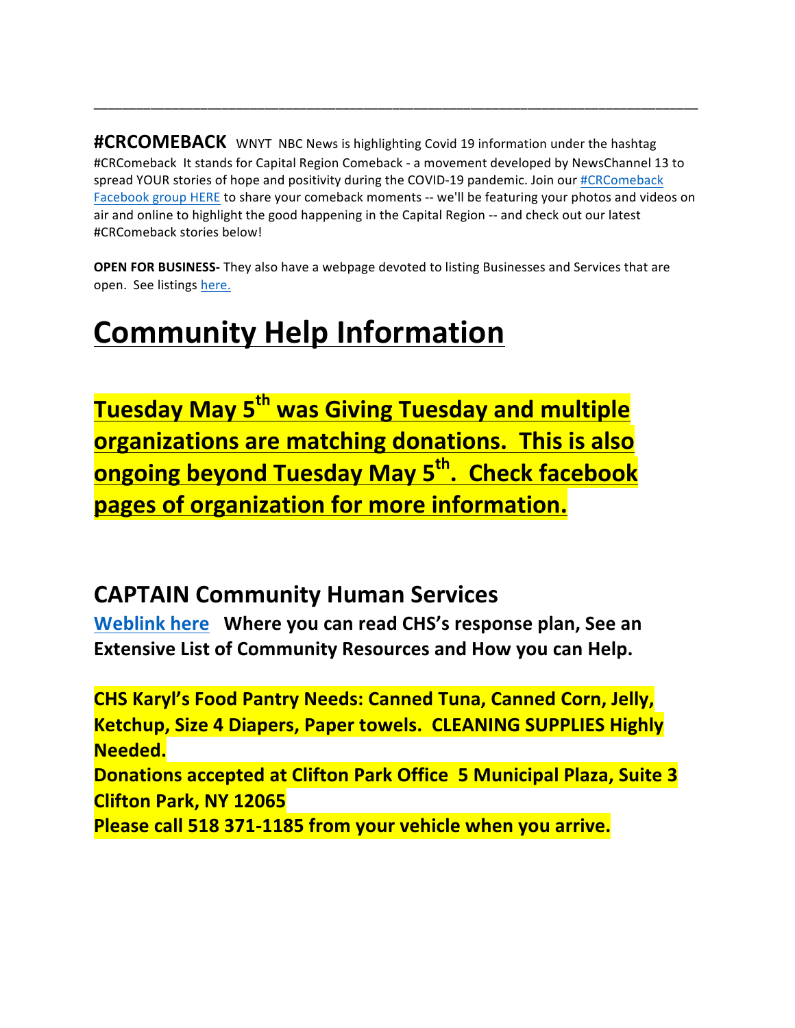---

**#CRCOMEBACK** WNYT NBC News is highlighting Covid 19 information under the hashtag #CRComeback It stands for Capital Region Comeback - a movement developed by NewsChannel 13 to spread YOUR stories of hope and positivity during the COVID-19 pandemic. Join our #CRComeback Facebook group HERE to share your comeback moments -- we'll be featuring your photos and videos on air and online to highlight the good happening in the Capital Region -- and check out our latest #CRComeback stories below!

**OPEN FOR BUSINESS-** They also have a webpage devoted to listing Businesses and Services that are open. See listings here.

# Community Help Information

**Tuesday May 5th was Giving Tuesday and multiple organizations are matching donations. This is also ongoing beyond Tuesday May 5th. Check facebook pages of organization for more information.**

## CAPTAIN Community Human Services

**Weblink here Where you can read CHS's response plan, See an Extensive List of Community Resources and How you can Help.**

**CHS Karyl's Food Pantry Needs: Canned Tuna, Canned Corn, Jelly, Ketchup, Size 4 Diapers, Paper towels. CLEANING SUPPLIES Highly Needed.**
**Donations accepted at Clifton Park Office 5 Municipal Plaza, Suite 3 Clifton Park, NY 12065**
**Please call 518 371-1185 from your vehicle when you arrive.**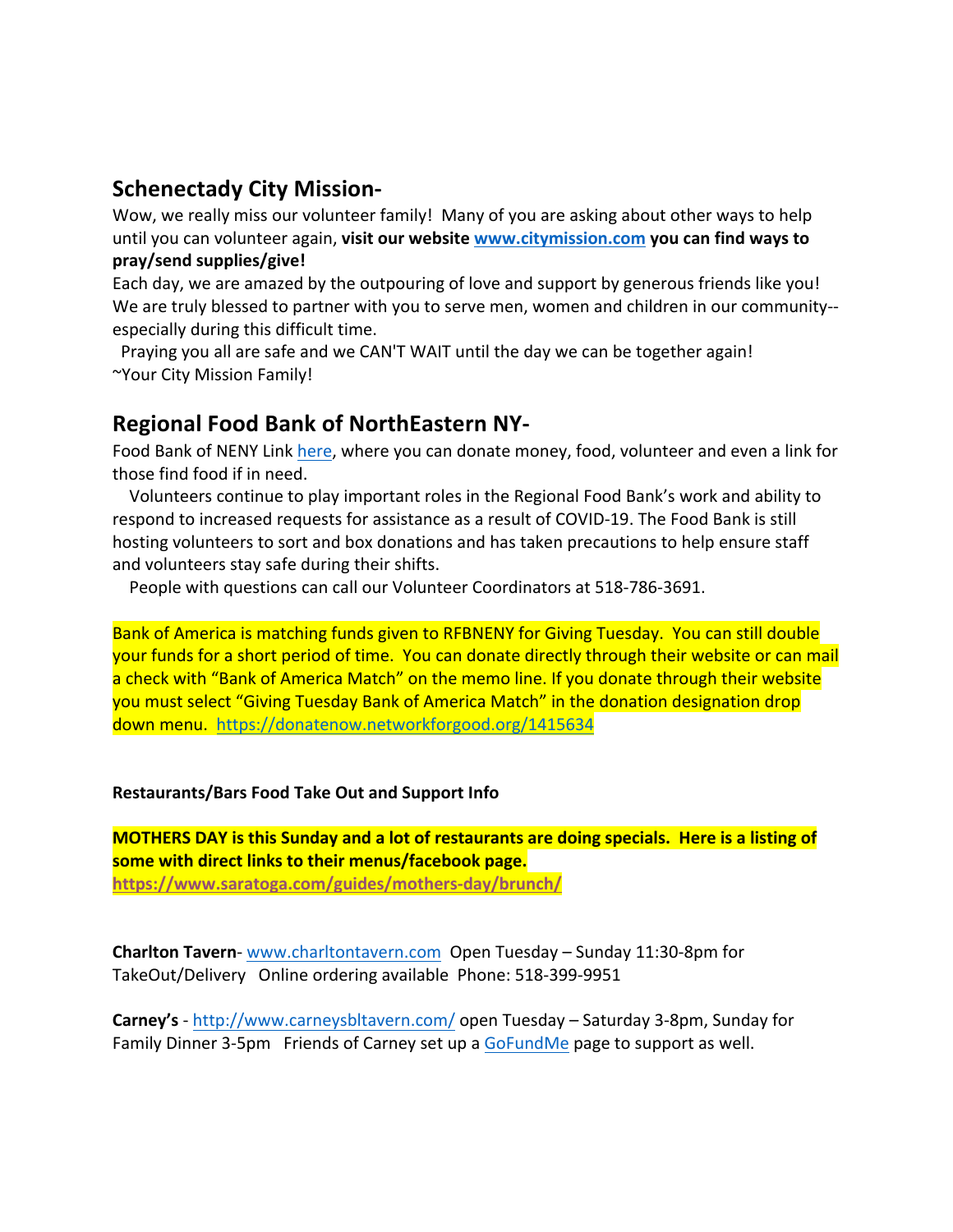## Schenectady City Mission-

Wow, we really miss our volunteer family! Many of you are asking about other ways to help until you can volunteer again, **visit our website [www.citymission.com](http://www.citymission.com) you can find ways to pray/send supplies/give!**

Each day, we are amazed by the outpouring of love and support by generous friends like you! We are truly blessed to partner with you to serve men, women and children in our community--especially during this difficult time.

Praying you all are safe and we CAN'T WAIT until the day we can be together again!
~Your City Mission Family!

## Regional Food Bank of NorthEastern NY-

Food Bank of NENY Link here, where you can donate money, food, volunteer and even a link for those find food if in need.

Volunteers continue to play important roles in the Regional Food Bank's work and ability to respond to increased requests for assistance as a result of COVID-19. The Food Bank is still hosting volunteers to sort and box donations and has taken precautions to help ensure staff and volunteers stay safe during their shifts.

People with questions can call our Volunteer Coordinators at 518-786-3691.

Bank of America is matching funds given to RFBNENY for Giving Tuesday. You can still double your funds for a short period of time. You can donate directly through their website or can mail a check with "Bank of America Match" on the memo line. If you donate through their website you must select "Giving Tuesday Bank of America Match" in the donation designation drop down menu. https://donatenow.networkforgood.org/1415634

**Restaurants/Bars Food Take Out and Support Info**

**MOTHERS DAY is this Sunday and a lot of restaurants are doing specials. Here is a listing of some with direct links to their menus/facebook page.**
**https://www.saratoga.com/guides/mothers-day/brunch/**

**Charlton Tavern**- www.charltontavern.com Open Tuesday – Sunday 11:30-8pm for TakeOut/Delivery Online ordering available Phone: 518-399-9951

**Carney's** - http://www.carneysbltavern.com/ open Tuesday – Saturday 3-8pm, Sunday for Family Dinner 3-5pm Friends of Carney set up a GoFundMe page to support as well.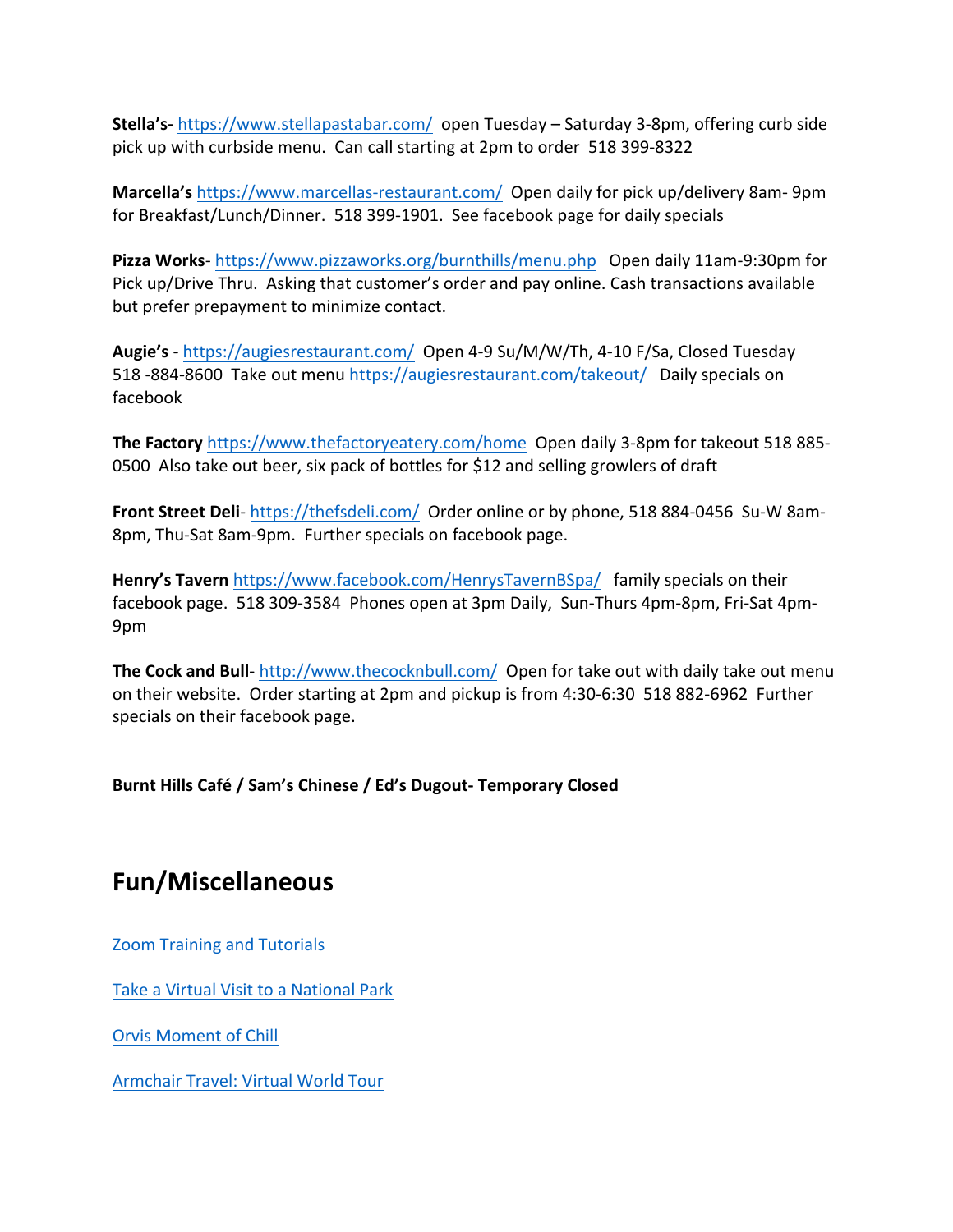**Stella's-** https://www.stellapastabar.com/ open Tuesday – Saturday 3-8pm, offering curb side pick up with curbside menu. Can call starting at 2pm to order 518 399-8322

**Marcella's** https://www.marcellas-restaurant.com/ Open daily for pick up/delivery 8am- 9pm for Breakfast/Lunch/Dinner. 518 399-1901. See facebook page for daily specials

**Pizza Works**- https://www.pizzaworks.org/burnthills/menu.php Open daily 11am-9:30pm for Pick up/Drive Thru. Asking that customer's order and pay online. Cash transactions available but prefer prepayment to minimize contact.

**Augie's** - https://augiesrestaurant.com/ Open 4-9 Su/M/W/Th, 4-10 F/Sa, Closed Tuesday 518 -884-8600 Take out menu https://augiesrestaurant.com/takeout/ Daily specials on facebook

**The Factory** https://www.thefactoryeatery.com/home Open daily 3-8pm for takeout 518 885-0500 Also take out beer, six pack of bottles for $12 and selling growlers of draft

**Front Street Deli**- https://thefsdeli.com/ Order online or by phone, 518 884-0456 Su-W 8am-8pm, Thu-Sat 8am-9pm. Further specials on facebook page.

**Henry's Tavern** https://www.facebook.com/HenrysTavernBSpa/ family specials on their facebook page. 518 309-3584 Phones open at 3pm Daily, Sun-Thurs 4pm-8pm, Fri-Sat 4pm-9pm

**The Cock and Bull**- http://www.thecocknbull.com/ Open for take out with daily take out menu on their website. Order starting at 2pm and pickup is from 4:30-6:30 518 882-6962 Further specials on their facebook page.

**Burnt Hills Café / Sam's Chinese / Ed's Dugout- Temporary Closed**

## Fun/Miscellaneous

Zoom Training and Tutorials

Take a Virtual Visit to a National Park

Orvis Moment of Chill

Armchair Travel: Virtual World Tour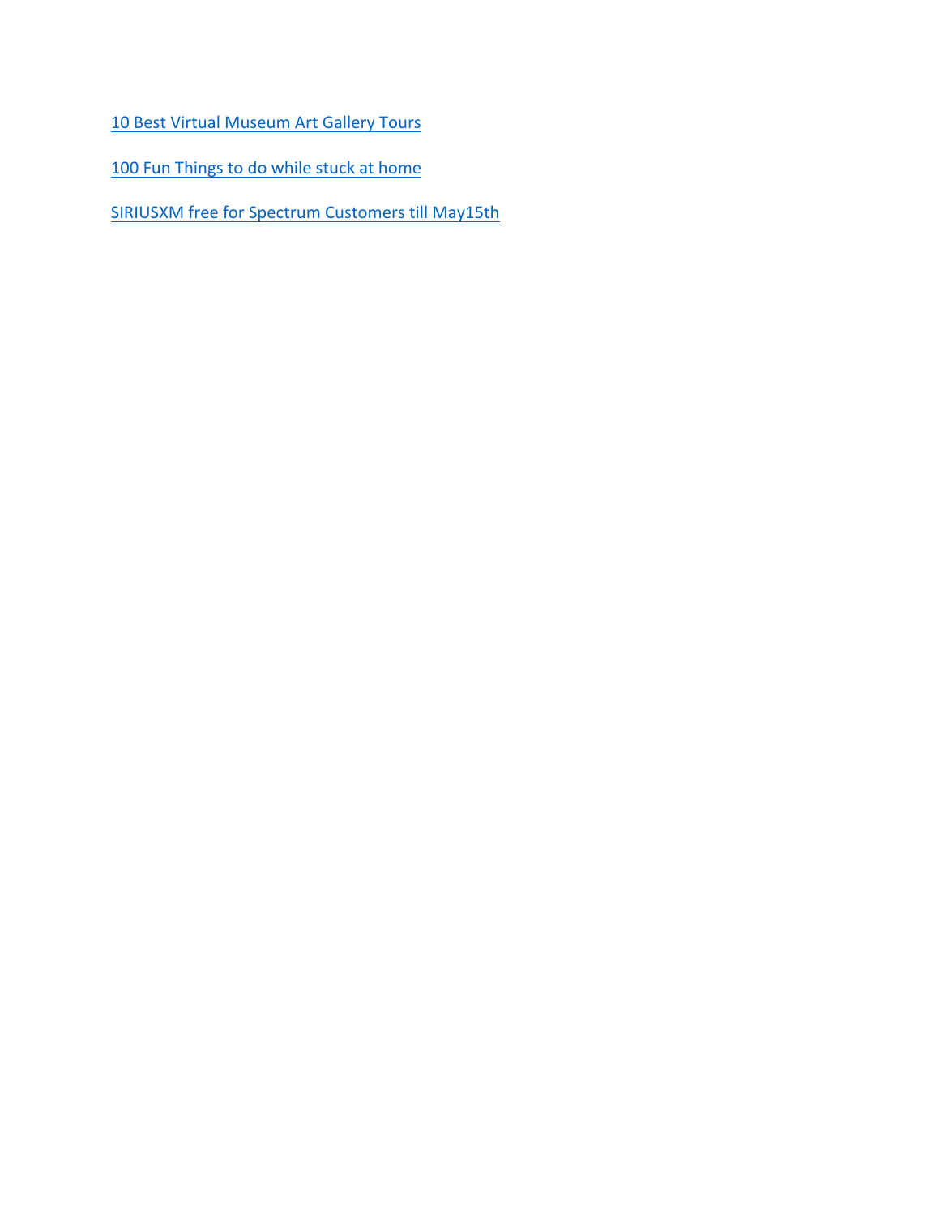10 Best Virtual Museum Art Gallery Tours

100 Fun Things to do while stuck at home

SIRIUSXM free for Spectrum Customers till May15th